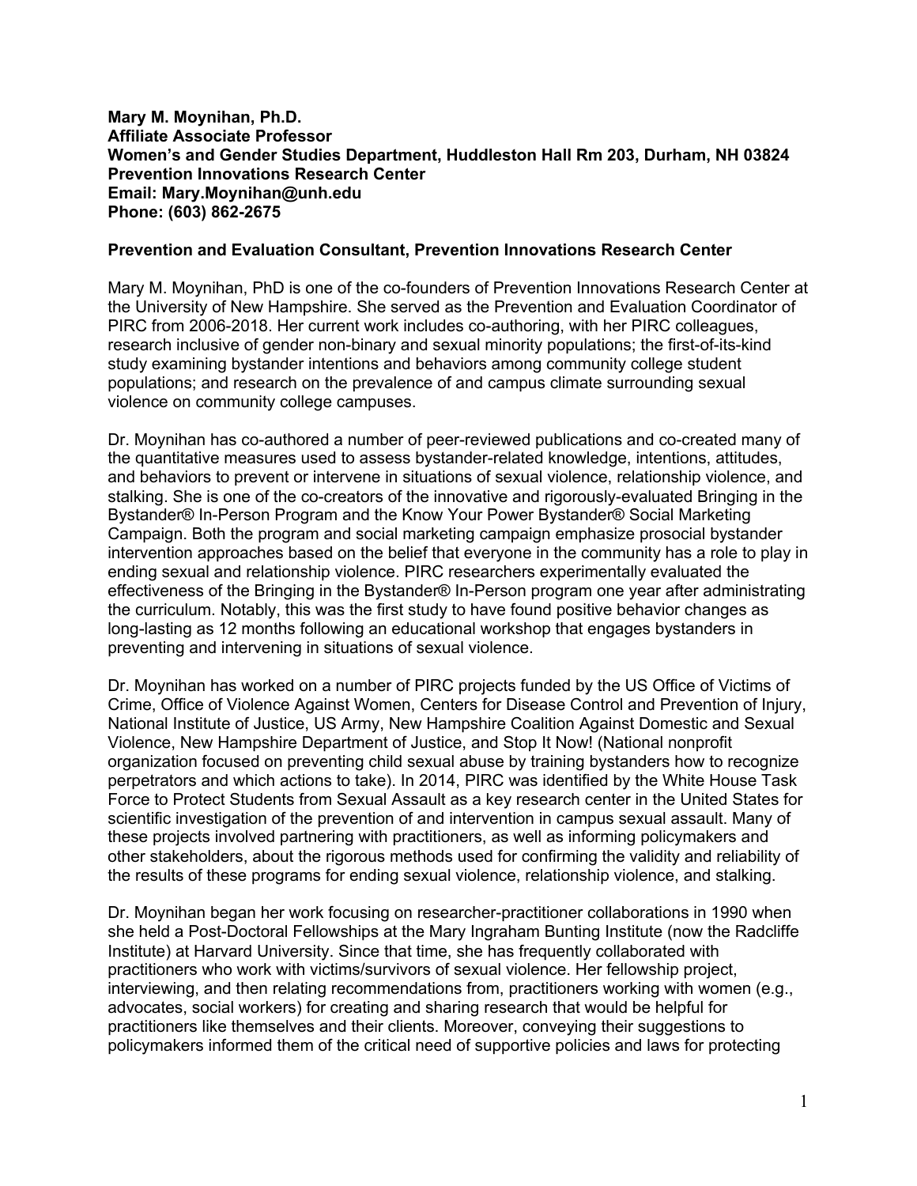**Mary M. Moynihan, Ph.D.**
**Affiliate Associate Professor**
**Women's and Gender Studies Department, Huddleston Hall Rm 203, Durham, NH 03824**
**Prevention Innovations Research Center**
**Email: Mary.Moynihan@unh.edu**
**Phone: (603) 862-2675**

**Prevention and Evaluation Consultant, Prevention Innovations Research Center**

Mary M. Moynihan, PhD is one of the co-founders of Prevention Innovations Research Center at the University of New Hampshire. She served as the Prevention and Evaluation Coordinator of PIRC from 2006-2018. Her current work includes co-authoring, with her PIRC colleagues, research inclusive of gender non-binary and sexual minority populations; the first-of-its-kind study examining bystander intentions and behaviors among community college student populations; and research on the prevalence of and campus climate surrounding sexual violence on community college campuses.

Dr. Moynihan has co-authored a number of peer-reviewed publications and co-created many of the quantitative measures used to assess bystander-related knowledge, intentions, attitudes, and behaviors to prevent or intervene in situations of sexual violence, relationship violence, and stalking. She is one of the co-creators of the innovative and rigorously-evaluated Bringing in the Bystander® In-Person Program and the Know Your Power Bystander® Social Marketing Campaign. Both the program and social marketing campaign emphasize prosocial bystander intervention approaches based on the belief that everyone in the community has a role to play in ending sexual and relationship violence. PIRC researchers experimentally evaluated the effectiveness of the Bringing in the Bystander® In-Person program one year after administrating the curriculum. Notably, this was the first study to have found positive behavior changes as long-lasting as 12 months following an educational workshop that engages bystanders in preventing and intervening in situations of sexual violence.

Dr. Moynihan has worked on a number of PIRC projects funded by the US Office of Victims of Crime, Office of Violence Against Women, Centers for Disease Control and Prevention of Injury, National Institute of Justice, US Army, New Hampshire Coalition Against Domestic and Sexual Violence, New Hampshire Department of Justice, and Stop It Now! (National nonprofit organization focused on preventing child sexual abuse by training bystanders how to recognize perpetrators and which actions to take). In 2014, PIRC was identified by the White House Task Force to Protect Students from Sexual Assault as a key research center in the United States for scientific investigation of the prevention of and intervention in campus sexual assault. Many of these projects involved partnering with practitioners, as well as informing policymakers and other stakeholders, about the rigorous methods used for confirming the validity and reliability of the results of these programs for ending sexual violence, relationship violence, and stalking.

Dr. Moynihan began her work focusing on researcher-practitioner collaborations in 1990 when she held a Post-Doctoral Fellowships at the Mary Ingraham Bunting Institute (now the Radcliffe Institute) at Harvard University. Since that time, she has frequently collaborated with practitioners who work with victims/survivors of sexual violence. Her fellowship project, interviewing, and then relating recommendations from, practitioners working with women (e.g., advocates, social workers) for creating and sharing research that would be helpful for practitioners like themselves and their clients. Moreover, conveying their suggestions to policymakers informed them of the critical need of supportive policies and laws for protecting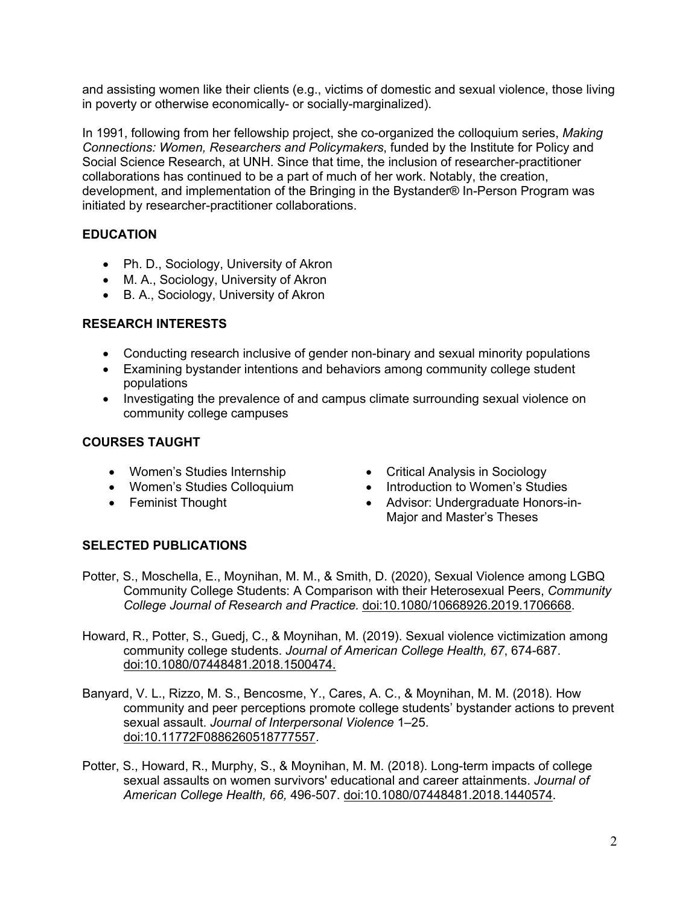and assisting women like their clients (e.g., victims of domestic and sexual violence, those living in poverty or otherwise economically- or socially-marginalized).

In 1991, following from her fellowship project, she co-organized the colloquium series, *Making Connections: Women, Researchers and Policymakers*, funded by the Institute for Policy and Social Science Research, at UNH. Since that time, the inclusion of researcher-practitioner collaborations has continued to be a part of much of her work. Notably, the creation, development, and implementation of the Bringing in the Bystander® In-Person Program was initiated by researcher-practitioner collaborations.

## EDUCATION

- Ph. D., Sociology, University of Akron
- M. A., Sociology, University of Akron
- B. A., Sociology, University of Akron

## RESEARCH INTERESTS

- Conducting research inclusive of gender non-binary and sexual minority populations
- Examining bystander intentions and behaviors among community college student populations
- Investigating the prevalence of and campus climate surrounding sexual violence on community college campuses

## COURSES TAUGHT

- Women's Studies Internship
- Women's Studies Colloquium
- Feminist Thought
- Critical Analysis in Sociology
- Introduction to Women's Studies
- Advisor: Undergraduate Honors-in-Major and Master's Theses

## SELECTED PUBLICATIONS

Potter, S., Moschella, E., Moynihan, M. M., & Smith, D. (2020), Sexual Violence among LGBQ Community College Students: A Comparison with their Heterosexual Peers, *Community College Journal of Research and Practice.* doi:10.1080/10668926.2019.1706668.

Howard, R., Potter, S., Guedj, C., & Moynihan, M. (2019). Sexual violence victimization among community college students. *Journal of American College Health, 67*, 674-687. doi:10.1080/07448481.2018.1500474.

Banyard, V. L., Rizzo, M. S., Bencosme, Y., Cares, A. C., & Moynihan, M. M. (2018). How community and peer perceptions promote college students' bystander actions to prevent sexual assault. *Journal of Interpersonal Violence* 1–25. doi:10.11772F0886260518777557.

Potter, S., Howard, R., Murphy, S., & Moynihan, M. M. (2018). Long-term impacts of college sexual assaults on women survivors' educational and career attainments. *Journal of American College Health, 66,* 496-507. doi:10.1080/07448481.2018.1440574.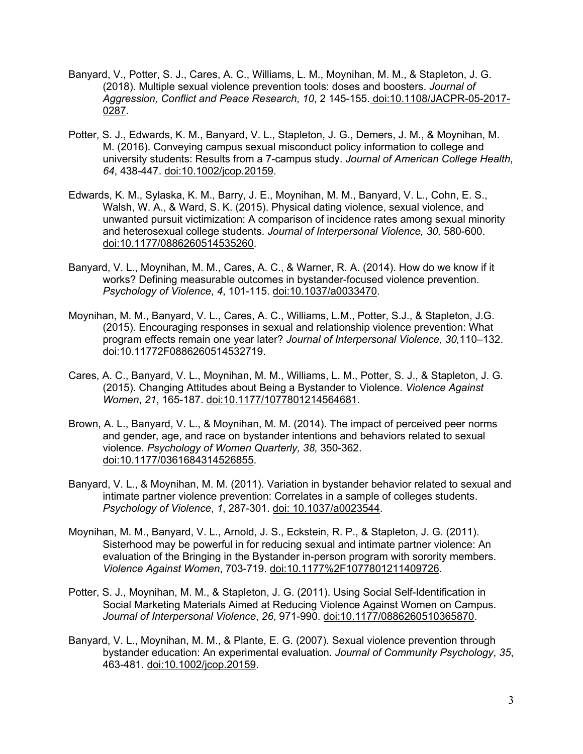Banyard, V., Potter, S. J., Cares, A. C., Williams, L. M., Moynihan, M. M., & Stapleton, J. G. (2018). Multiple sexual violence prevention tools: doses and boosters. *Journal of Aggression, Conflict and Peace Research*, *10*, 2 145-155. doi:10.1108/JACPR-05-2017-0287.

Potter, S. J., Edwards, K. M., Banyard, V. L., Stapleton, J. G., Demers, J. M., & Moynihan, M. M. (2016). Conveying campus sexual misconduct policy information to college and university students: Results from a 7-campus study. *Journal of American College Health*, *64*, 438-447. doi:10.1002/jcop.20159.

Edwards, K. M., Sylaska, K. M., Barry, J. E., Moynihan, M. M., Banyard, V. L., Cohn, E. S., Walsh, W. A., & Ward, S. K. (2015). Physical dating violence, sexual violence, and unwanted pursuit victimization: A comparison of incidence rates among sexual minority and heterosexual college students. *Journal of Interpersonal Violence, 30,* 580-600. doi:10.1177/0886260514535260.

Banyard, V. L., Moynihan, M. M., Cares, A. C., & Warner, R. A. (2014). How do we know if it works? Defining measurable outcomes in bystander-focused violence prevention. *Psychology of Violence*, *4*, 101-115. doi:10.1037/a0033470.

Moynihan, M. M., Banyard, V. L., Cares, A. C., Williams, L.M., Potter, S.J., & Stapleton, J.G. (2015). Encouraging responses in sexual and relationship violence prevention: What program effects remain one year later? *Journal of Interpersonal Violence, 30,*110–132. doi:10.11772F0886260514532719.

Cares, A. C., Banyard, V. L., Moynihan, M. M., Williams, L. M., Potter, S. J., & Stapleton, J. G. (2015). Changing Attitudes about Being a Bystander to Violence. *Violence Against Women*, *21*, 165-187. doi:10.1177/1077801214564681.

Brown, A. L., Banyard, V. L., & Moynihan, M. M. (2014). The impact of perceived peer norms and gender, age, and race on bystander intentions and behaviors related to sexual violence. *Psychology of Women Quarterly, 38,* 350-362. doi:10.1177/0361684314526855.

Banyard, V. L., & Moynihan, M. M. (2011). Variation in bystander behavior related to sexual and intimate partner violence prevention: Correlates in a sample of colleges students. *Psychology of Violence*, *1*, 287-301. doi: 10.1037/a0023544.

Moynihan, M. M., Banyard, V. L., Arnold, J. S., Eckstein, R. P., & Stapleton, J. G. (2011). Sisterhood may be powerful in for reducing sexual and intimate partner violence: An evaluation of the Bringing in the Bystander in-person program with sorority members. *Violence Against Women*, 703-719. doi:10.1177%2F1077801211409726.

Potter, S. J., Moynihan, M. M., & Stapleton, J. G. (2011). Using Social Self-Identification in Social Marketing Materials Aimed at Reducing Violence Against Women on Campus. *Journal of Interpersonal Violence*, *26*, 971-990. doi:10.1177/0886260510365870.

Banyard, V. L., Moynihan, M. M., & Plante, E. G. (2007). Sexual violence prevention through bystander education: An experimental evaluation. *Journal of Community Psychology*, *35*, 463-481. doi:10.1002/jcop.20159.